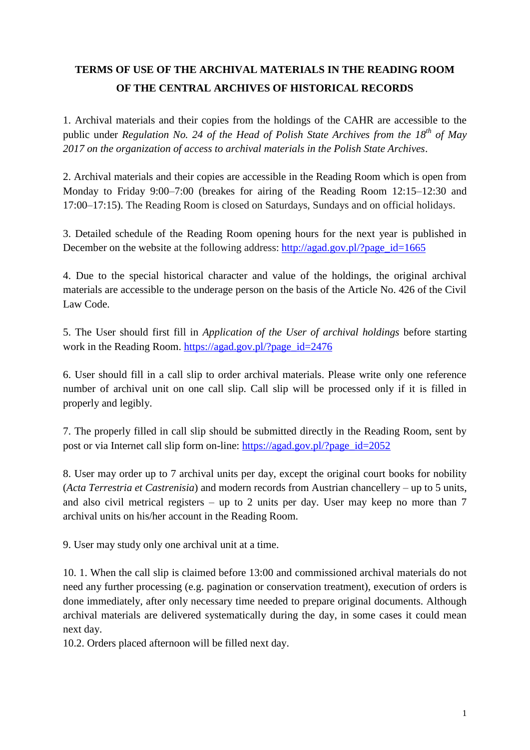# TERMS OF USE OF THE ARCHIVAL MATERIALS IN THE READING ROOM OF THE CENTRAL ARCHIVES OF HISTORICAL RECORDS

1. Archival materials and their copies from the holdings of the CAHR are accessible to the public under *Regulation No. 24 of the Head of Polish State Archives from the 18th of May 2017 on the organization of access to archival materials in the Polish State Archives*.

2. Archival materials and their copies are accessible in the Reading Room which is open from Monday to Friday 9:00–7:00 (breakes for airing of the Reading Room 12:15–12:30 and 17:00–17:15). The Reading Room is closed on Saturdays, Sundays and on official holidays.

3. Detailed schedule of the Reading Room opening hours for the next year is published in December on the website at the following address: http://agad.gov.pl/?page_id=1665

4. Due to the special historical character and value of the holdings, the original archival materials are accessible to the underage person on the basis of the Article No. 426 of the Civil Law Code.

5. The User should first fill in *Application of the User of archival holdings* before starting work in the Reading Room. https://agad.gov.pl/?page_id=2476

6. User should fill in a call slip to order archival materials. Please write only one reference number of archival unit on one call slip. Call slip will be processed only if it is filled in properly and legibly.

7. The properly filled in call slip should be submitted directly in the Reading Room, sent by post or via Internet call slip form on-line: https://agad.gov.pl/?page_id=2052

8. User may order up to 7 archival units per day, except the original court books for nobility (*Acta Terrestria et Castrenisia*) and modern records from Austrian chancellery – up to 5 units, and also civil metrical registers – up to 2 units per day. User may keep no more than 7 archival units on his/her account in the Reading Room.

9. User may study only one archival unit at a time.

10. 1. When the call slip is claimed before 13:00 and commissioned archival materials do not need any further processing (e.g. pagination or conservation treatment), execution of orders is done immediately, after only necessary time needed to prepare original documents. Although archival materials are delivered systematically during the day, in some cases it could mean next day.

10.2. Orders placed afternoon will be filled next day.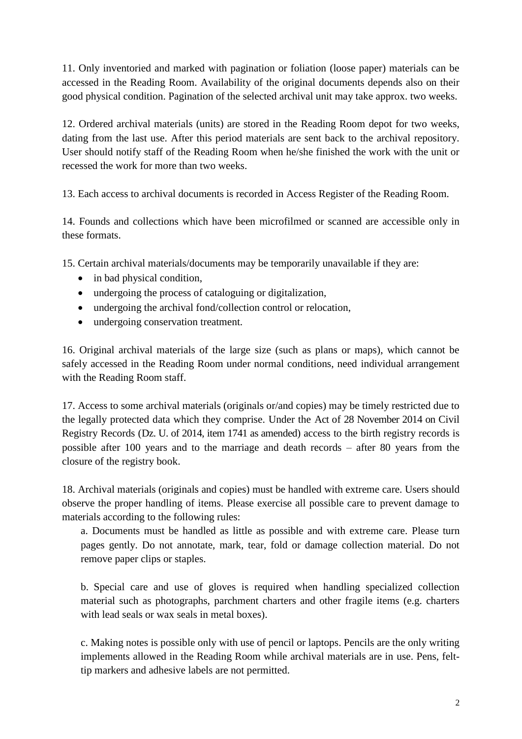11. Only inventoried and marked with pagination or foliation (loose paper) materials can be accessed in the Reading Room. Availability of the original documents depends also on their good physical condition. Pagination of the selected archival unit may take approx. two weeks.

12. Ordered archival materials (units) are stored in the Reading Room depot for two weeks, dating from the last use. After this period materials are sent back to the archival repository. User should notify staff of the Reading Room when he/she finished the work with the unit or recessed the work for more than two weeks.

13. Each access to archival documents is recorded in Access Register of the Reading Room.

14. Founds and collections which have been microfilmed or scanned are accessible only in these formats.

15. Certain archival materials/documents may be temporarily unavailable if they are:

- in bad physical condition,
- undergoing the process of cataloguing or digitalization,
- undergoing the archival fond/collection control or relocation,
- undergoing conservation treatment.

16. Original archival materials of the large size (such as plans or maps), which cannot be safely accessed in the Reading Room under normal conditions, need individual arrangement with the Reading Room staff.

17. Access to some archival materials (originals or/and copies) may be timely restricted due to the legally protected data which they comprise. Under the Act of 28 November 2014 on Civil Registry Records (Dz. U. of 2014, item 1741 as amended) access to the birth registry records is possible after 100 years and to the marriage and death records – after 80 years from the closure of the registry book.

18. Archival materials (originals and copies) must be handled with extreme care. Users should observe the proper handling of items. Please exercise all possible care to prevent damage to materials according to the following rules:

a. Documents must be handled as little as possible and with extreme care. Please turn pages gently. Do not annotate, mark, tear, fold or damage collection material. Do not remove paper clips or staples.

b. Special care and use of gloves is required when handling specialized collection material such as photographs, parchment charters and other fragile items (e.g. charters with lead seals or wax seals in metal boxes).

c. Making notes is possible only with use of pencil or laptops. Pencils are the only writing implements allowed in the Reading Room while archival materials are in use. Pens, felt-tip markers and adhesive labels are not permitted.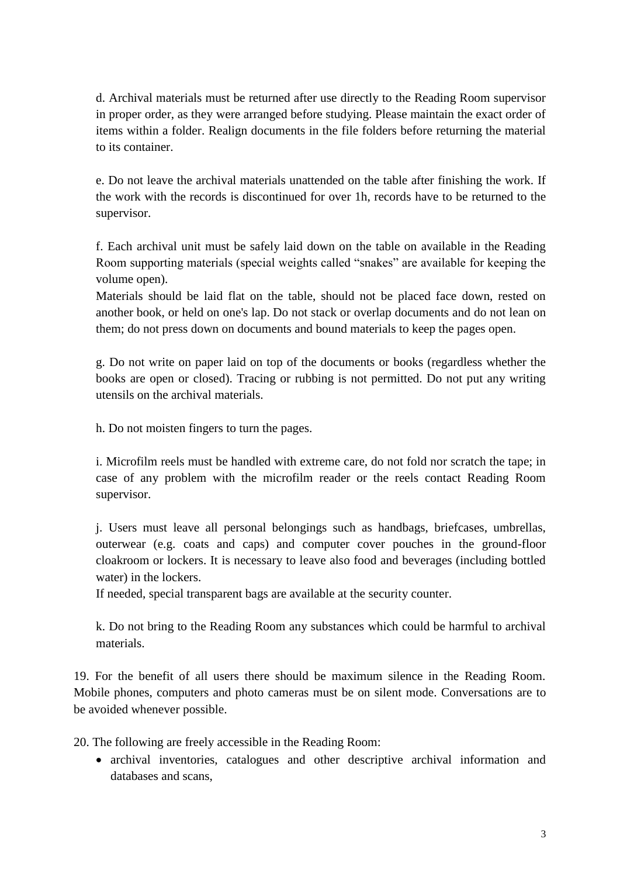d. Archival materials must be returned after use directly to the Reading Room supervisor in proper order, as they were arranged before studying. Please maintain the exact order of items within a folder. Realign documents in the file folders before returning the material to its container.

e. Do not leave the archival materials unattended on the table after finishing the work. If the work with the records is discontinued for over 1h, records have to be returned to the supervisor.

f. Each archival unit must be safely laid down on the table on available in the Reading Room supporting materials (special weights called "snakes" are available for keeping the volume open).
Materials should be laid flat on the table, should not be placed face down, rested on another book, or held on one's lap. Do not stack or overlap documents and do not lean on them; do not press down on documents and bound materials to keep the pages open.

g. Do not write on paper laid on top of the documents or books (regardless whether the books are open or closed). Tracing or rubbing is not permitted. Do not put any writing utensils on the archival materials.

h. Do not moisten fingers to turn the pages.

i. Microfilm reels must be handled with extreme care, do not fold nor scratch the tape; in case of any problem with the microfilm reader or the reels contact Reading Room supervisor.

j. Users must leave all personal belongings such as handbags, briefcases, umbrellas, outerwear (e.g. coats and caps) and computer cover pouches in the ground-floor cloakroom or lockers. It is necessary to leave also food and beverages (including bottled water) in the lockers.
If needed, special transparent bags are available at the security counter.

k. Do not bring to the Reading Room any substances which could be harmful to archival materials.

19. For the benefit of all users there should be maximum silence in the Reading Room. Mobile phones, computers and photo cameras must be on silent mode. Conversations are to be avoided whenever possible.

20. The following are freely accessible in the Reading Room:

- archival inventories, catalogues and other descriptive archival information and databases and scans,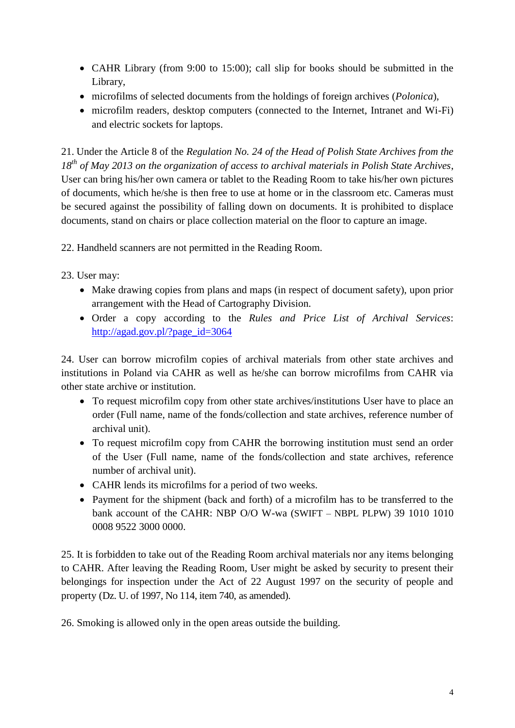- CAHR Library (from 9:00 to 15:00); call slip for books should be submitted in the Library,
- microfilms of selected documents from the holdings of foreign archives (*Polonica*),
- microfilm readers, desktop computers (connected to the Internet, Intranet and Wi-Fi) and electric sockets for laptops.

21. Under the Article 8 of the *Regulation No. 24 of the Head of Polish State Archives from the 18th of May 2013 on the organization of access to archival materials in Polish State Archives*, User can bring his/her own camera or tablet to the Reading Room to take his/her own pictures of documents, which he/she is then free to use at home or in the classroom etc. Cameras must be secured against the possibility of falling down on documents. It is prohibited to displace documents, stand on chairs or place collection material on the floor to capture an image.

22. Handheld scanners are not permitted in the Reading Room.

23. User may:
    - Make drawing copies from plans and maps (in respect of document safety), upon prior arrangement with the Head of Cartography Division.
    - Order a copy according to the *Rules and Price List of Archival Services*: [http://agad.gov.pl/?page_id=3064](http://agad.gov.pl/?page_id=3064)

24. User can borrow microfilm copies of archival materials from other state archives and institutions in Poland via CAHR as well as he/she can borrow microfilms from CAHR via other state archive or institution.
    - To request microfilm copy from other state archives/institutions User have to place an order (Full name, name of the fonds/collection and state archives, reference number of archival unit).
    - To request microfilm copy from CAHR the borrowing institution must send an order of the User (Full name, name of the fonds/collection and state archives, reference number of archival unit).
    - CAHR lends its microfilms for a period of two weeks.
    - Payment for the shipment (back and forth) of a microfilm has to be transferred to the bank account of the CAHR: NBP O/O W-wa (SWIFT – NBPL PLPW) 39 1010 1010 0008 9522 3000 0000.

25. It is forbidden to take out of the Reading Room archival materials nor any items belonging to CAHR. After leaving the Reading Room, User might be asked by security to present their belongings for inspection under the Act of 22 August 1997 on the security of people and property (Dz. U. of 1997, No 114, item 740, as amended).

26. Smoking is allowed only in the open areas outside the building.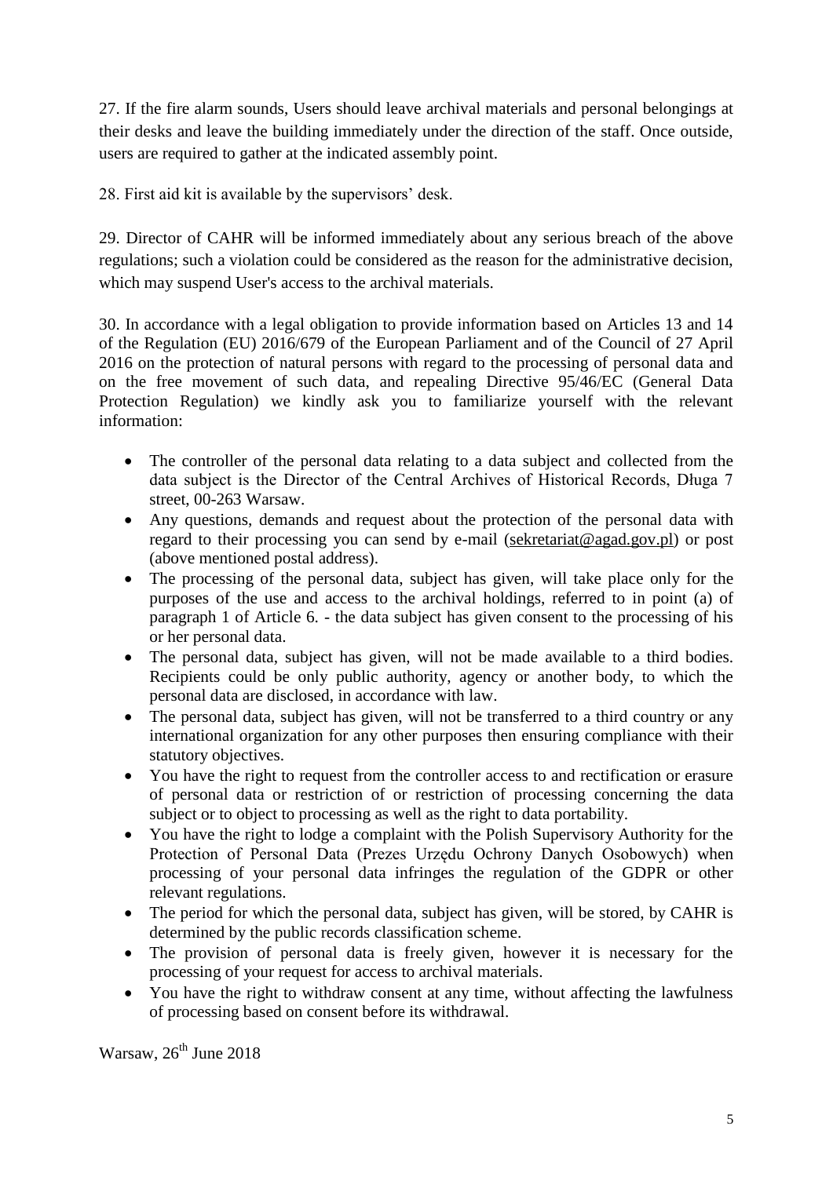27. If the fire alarm sounds, Users should leave archival materials and personal belongings at their desks and leave the building immediately under the direction of the staff. Once outside, users are required to gather at the indicated assembly point.

28. First aid kit is available by the supervisors' desk.

29. Director of CAHR will be informed immediately about any serious breach of the above regulations; such a violation could be considered as the reason for the administrative decision, which may suspend User's access to the archival materials.

30. In accordance with a legal obligation to provide information based on Articles 13 and 14 of the Regulation (EU) 2016/679 of the European Parliament and of the Council of 27 April 2016 on the protection of natural persons with regard to the processing of personal data and on the free movement of such data, and repealing Directive 95/46/EC (General Data Protection Regulation) we kindly ask you to familiarize yourself with the relevant information:

- The controller of the personal data relating to a data subject and collected from the data subject is the Director of the Central Archives of Historical Records, Długa 7 street, 00-263 Warsaw.
- Any questions, demands and request about the protection of the personal data with regard to their processing you can send by e-mail (sekretariat@agad.gov.pl) or post (above mentioned postal address).
- The processing of the personal data, subject has given, will take place only for the purposes of the use and access to the archival holdings, referred to in point (a) of paragraph 1 of Article 6. - the data subject has given consent to the processing of his or her personal data.
- The personal data, subject has given, will not be made available to a third bodies. Recipients could be only public authority, agency or another body, to which the personal data are disclosed, in accordance with law.
- The personal data, subject has given, will not be transferred to a third country or any international organization for any other purposes then ensuring compliance with their statutory objectives.
- You have the right to request from the controller access to and rectification or erasure of personal data or restriction of or restriction of processing concerning the data subject or to object to processing as well as the right to data portability.
- You have the right to lodge a complaint with the Polish Supervisory Authority for the Protection of Personal Data (Prezes Urzędu Ochrony Danych Osobowych) when processing of your personal data infringes the regulation of the GDPR or other relevant regulations.
- The period for which the personal data, subject has given, will be stored, by CAHR is determined by the public records classification scheme.
- The provision of personal data is freely given, however it is necessary for the processing of your request for access to archival materials.
- You have the right to withdraw consent at any time, without affecting the lawfulness of processing based on consent before its withdrawal.

Warsaw, 26th June 2018